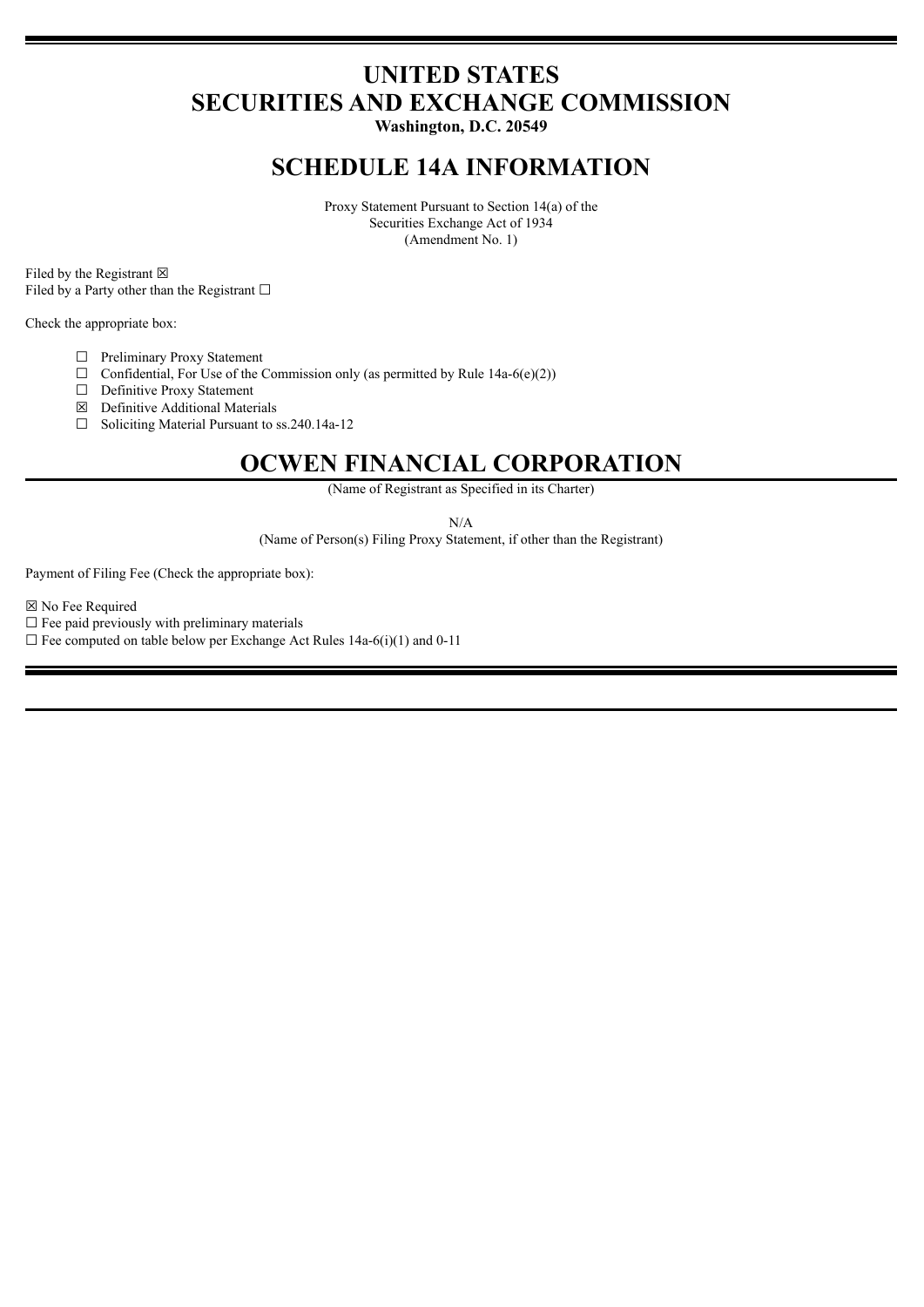# UNITED STATES
# SECURITIES AND EXCHANGE COMMISSION

**Washington, D.C. 20549**

## SCHEDULE 14A INFORMATION

Proxy Statement Pursuant to Section 14(a) of the
Securities Exchange Act of 1934
(Amendment No. 1)

Filed by the Registrant ☒
Filed by a Party other than the Registrant ☐

Check the appropriate box:

☐ Preliminary Proxy Statement
☐ Confidential, For Use of the Commission only (as permitted by Rule 14a-6(e)(2))
☐ Definitive Proxy Statement
☒ Definitive Additional Materials
☐ Soliciting Material Pursuant to ss.240.14a-12

## OCWEN FINANCIAL CORPORATION

(Name of Registrant as Specified in its Charter)

N/A

(Name of Person(s) Filing Proxy Statement, if other than the Registrant)

Payment of Filing Fee (Check the appropriate box):

☒ No Fee Required
☐ Fee paid previously with preliminary materials
☐ Fee computed on table below per Exchange Act Rules 14a-6(i)(1) and 0-11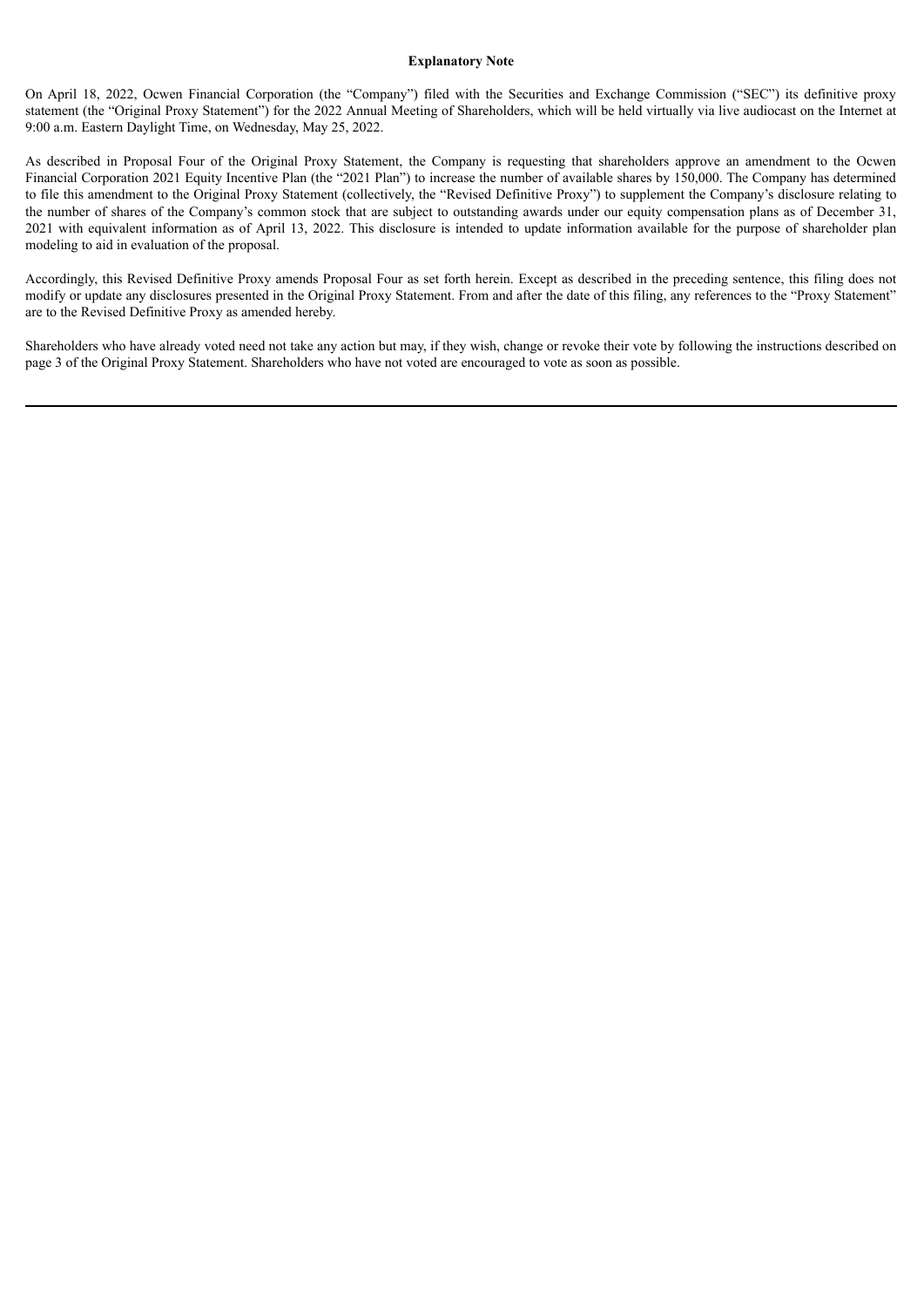**Explanatory Note**

On April 18, 2022, Ocwen Financial Corporation (the "Company") filed with the Securities and Exchange Commission ("SEC") its definitive proxy statement (the "Original Proxy Statement") for the 2022 Annual Meeting of Shareholders, which will be held virtually via live audiocast on the Internet at 9:00 a.m. Eastern Daylight Time, on Wednesday, May 25, 2022.

As described in Proposal Four of the Original Proxy Statement, the Company is requesting that shareholders approve an amendment to the Ocwen Financial Corporation 2021 Equity Incentive Plan (the "2021 Plan") to increase the number of available shares by 150,000. The Company has determined to file this amendment to the Original Proxy Statement (collectively, the "Revised Definitive Proxy") to supplement the Company's disclosure relating to the number of shares of the Company's common stock that are subject to outstanding awards under our equity compensation plans as of December 31, 2021 with equivalent information as of April 13, 2022. This disclosure is intended to update information available for the purpose of shareholder plan modeling to aid in evaluation of the proposal.

Accordingly, this Revised Definitive Proxy amends Proposal Four as set forth herein. Except as described in the preceding sentence, this filing does not modify or update any disclosures presented in the Original Proxy Statement. From and after the date of this filing, any references to the "Proxy Statement" are to the Revised Definitive Proxy as amended hereby.

Shareholders who have already voted need not take any action but may, if they wish, change or revoke their vote by following the instructions described on page 3 of the Original Proxy Statement. Shareholders who have not voted are encouraged to vote as soon as possible.

---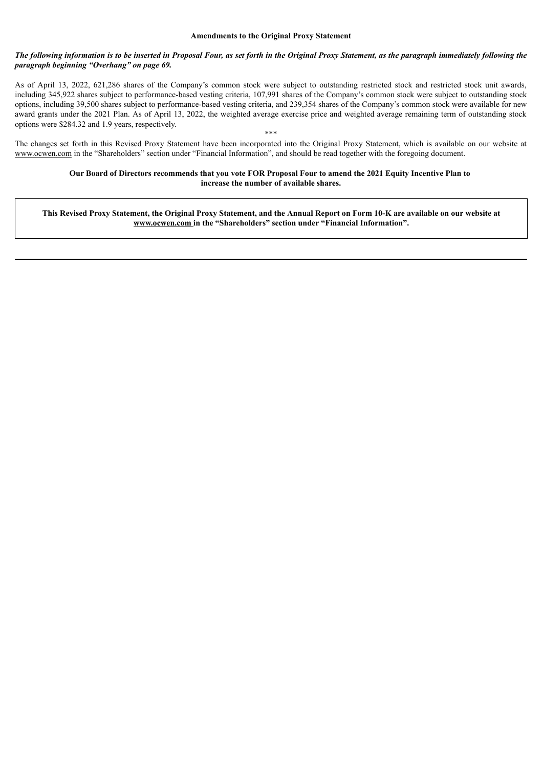**Amendments to the Original Proxy Statement**

***The following information is to be inserted in Proposal Four, as set forth in the Original Proxy Statement, as the paragraph immediately following the paragraph beginning "Overhang" on page 69.***

As of April 13, 2022, 621,286 shares of the Company's common stock were subject to outstanding restricted stock and restricted stock unit awards, including 345,922 shares subject to performance-based vesting criteria, 107,991 shares of the Company's common stock were subject to outstanding stock options, including 39,500 shares subject to performance-based vesting criteria, and 239,354 shares of the Company's common stock were available for new award grants under the 2021 Plan. As of April 13, 2022, the weighted average exercise price and weighted average remaining term of outstanding stock options were $284.32 and 1.9 years, respectively.

***

The changes set forth in this Revised Proxy Statement have been incorporated into the Original Proxy Statement, which is available on our website at www.ocwen.com in the "Shareholders" section under "Financial Information", and should be read together with the foregoing document.

**Our Board of Directors recommends that you vote FOR Proposal Four to amend the 2021 Equity Incentive Plan to increase the number of available shares.**

**This Revised Proxy Statement, the Original Proxy Statement, and the Annual Report on Form 10-K are available on our website at www.ocwen.com in the "Shareholders" section under "Financial Information".**